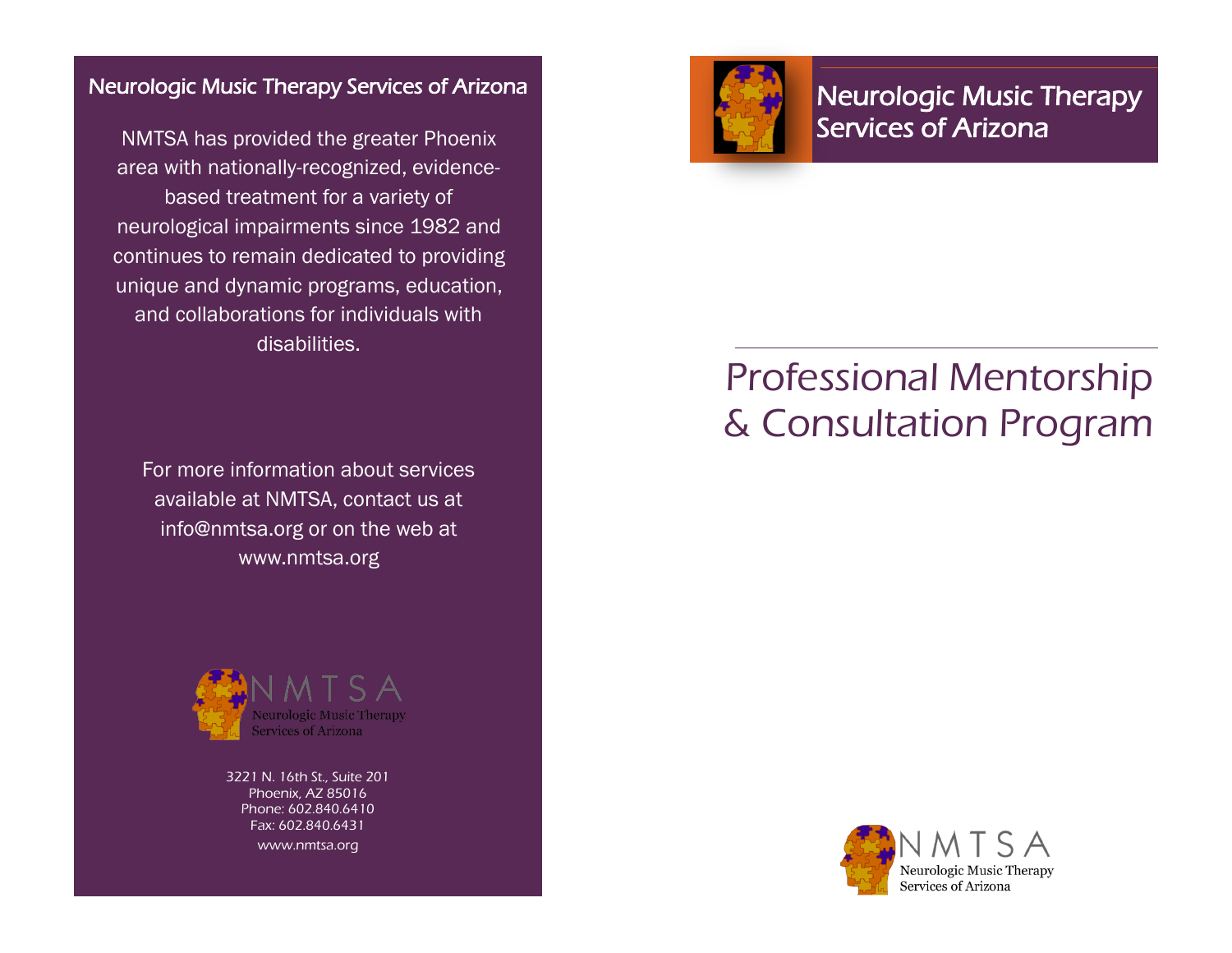## Neurologic Music Therapy Services of Arizona

NMTSA has provided the greater Phoenix area with nationally-recognized, evidence-based treatment for a variety of neurological impairments since 1982 and continues to remain dedicated to providing unique and dynamic programs, education, and collaborations for individuals with disabilities.

For more information about services available at NMTSA, contact us at info@nmtsa.org or on the web at www.nmtsa.org

NMTSA
Neurologic Music Therapy
Services of Arizona

3221 N. 16th St., Suite 201
Phoenix, AZ 85016
Phone: 602.840.6410
Fax: 602.840.6431
www.nmtsa.org

## Neurologic Music Therapy Services of Arizona

# Professional Mentorship & Consultation Program

NMTSA
Neurologic Music Therapy
Services of Arizona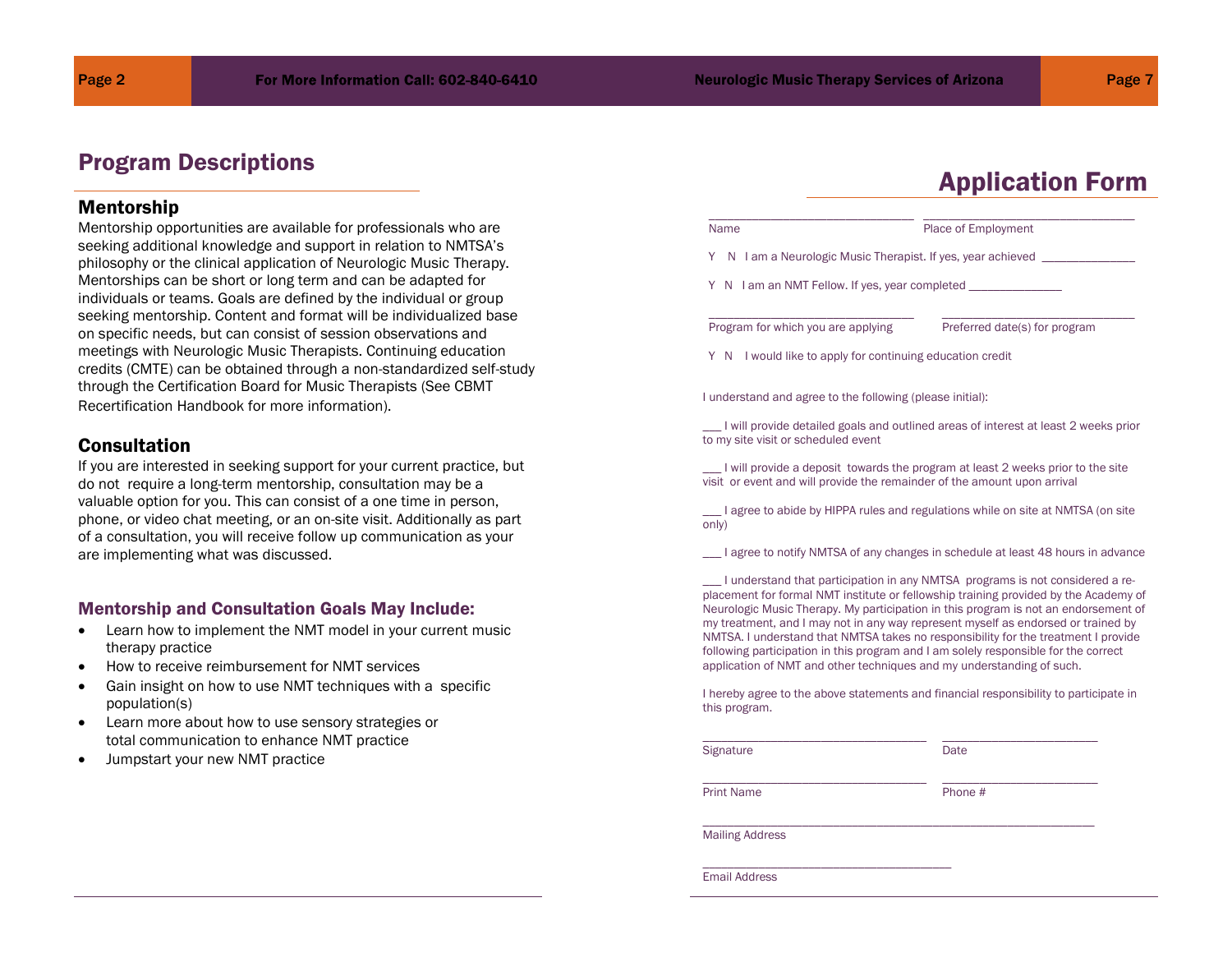## Program Descriptions

### Mentorship

Mentorship opportunities are available for professionals who are seeking additional knowledge and support in relation to NMTSA's philosophy or the clinical application of Neurologic Music Therapy. Mentorships can be short or long term and can be adapted for individuals or teams. Goals are defined by the individual or group seeking mentorship. Content and format will be individualized base on specific needs, but can consist of session observations and meetings with Neurologic Music Therapists. Continuing education credits (CMTE) can be obtained through a non-standardized self-study through the Certification Board for Music Therapists (See CBMT Recertification Handbook for more information).

### Consultation

If you are interested in seeking support for your current practice, but do not require a long-term mentorship, consultation may be a valuable option for you. This can consist of a one time in person, phone, or video chat meeting, or an on-site visit. Additionally as part of a consultation, you will receive follow up communication as your are implementing what was discussed.

### Mentorship and Consultation Goals May Include:

- Learn how to implement the NMT model in your current music therapy practice
- How to receive reimbursement for NMT services
- Gain insight on how to use NMT techniques with a specific population(s)
- Learn more about how to use sensory strategies or total communication to enhance NMT practice
- Jumpstart your new NMT practice

## Application Form

_______________________________ _______________________________
Name Place of Employment

Y N I am a Neurologic Music Therapist. If yes, year achieved ______________

Y N I am an NMT Fellow. If yes, year completed ______________

_______________________________ _______________________________
Program for which you are applying Preferred date(s) for program

Y N I would like to apply for continuing education credit

I understand and agree to the following (please initial):

___ I will provide detailed goals and outlined areas of interest at least 2 weeks prior to my site visit or scheduled event

___ I will provide a deposit towards the program at least 2 weeks prior to the site visit or event and will provide the remainder of the amount upon arrival

___ I agree to abide by HIPPA rules and regulations while on site at NMTSA (on site only)

___ I agree to notify NMTSA of any changes in schedule at least 48 hours in advance

___ I understand that participation in any NMTSA programs is not considered a replacement for formal NMT institute or fellowship training provided by the Academy of Neurologic Music Therapy. My participation in this program is not an endorsement of my treatment, and I may not in any way represent myself as endorsed or trained by NMTSA. I understand that NMTSA takes no responsibility for the treatment I provide following participation in this program and I am solely responsible for the correct application of NMT and other techniques and my understanding of such.

I hereby agree to the above statements and financial responsibility to participate in this program.

_______________________________ _______________________
Signature Date

_______________________________ _______________________
Print Name Phone #

_______________________________________________________
Mailing Address

___________________________________
Email Address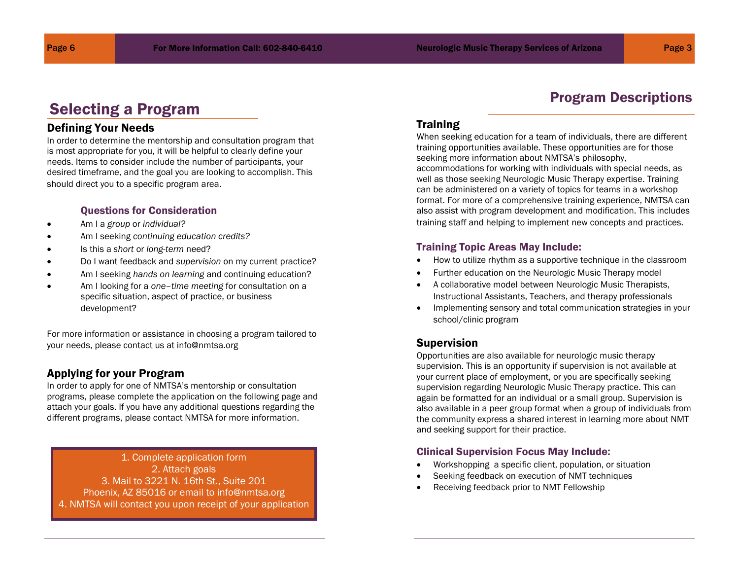# Selecting a Program

## Defining Your Needs

In order to determine the mentorship and consultation program that is most appropriate for you, it will be helpful to clearly define your needs. Items to consider include the number of participants, your desired timeframe, and the goal you are looking to accomplish. This should direct you to a specific program area.

### Questions for Consideration

- Am I a *group* or *individual?*
- Am I seeking *continuing education credits?*
- Is this a *short* or *long-term* need?
- Do I want feedback and *supervision* on my current practice?
- Am I seeking *hands on learning* and continuing education?
- Am I looking for a *one–time meeting* for consultation on a specific situation, aspect of practice, or business development?

For more information or assistance in choosing a program tailored to your needs, please contact us at info@nmtsa.org

## Applying for your Program

In order to apply for one of NMTSA's mentorship or consultation programs, please complete the application on the following page and attach your goals. If you have any additional questions regarding the different programs, please contact NMTSA for more information.

1. Complete application form
2. Attach goals
3. Mail to 3221 N. 16th St., Suite 201 Phoenix, AZ 85016 or email to info@nmtsa.org
4. NMTSA will contact you upon receipt of your application

# Program Descriptions

## Training

When seeking education for a team of individuals, there are different training opportunities available. These opportunities are for those seeking more information about NMTSA's philosophy, accommodations for working with individuals with special needs, as well as those seeking Neurologic Music Therapy expertise. Training can be administered on a variety of topics for teams in a workshop format. For more of a comprehensive training experience, NMTSA can also assist with program development and modification. This includes training staff and helping to implement new concepts and practices.

### Training Topic Areas May Include:

- How to utilize rhythm as a supportive technique in the classroom
- Further education on the Neurologic Music Therapy model
- A collaborative model between Neurologic Music Therapists, Instructional Assistants, Teachers, and therapy professionals
- Implementing sensory and total communication strategies in your school/clinic program

## Supervision

Opportunities are also available for neurologic music therapy supervision. This is an opportunity if supervision is not available at your current place of employment, or you are specifically seeking supervision regarding Neurologic Music Therapy practice. This can again be formatted for an individual or a small group. Supervision is also available in a peer group format when a group of individuals from the community express a shared interest in learning more about NMT and seeking support for their practice.

### Clinical Supervision Focus May Include:

- Workshopping a specific client, population, or situation
- Seeking feedback on execution of NMT techniques
- Receiving feedback prior to NMT Fellowship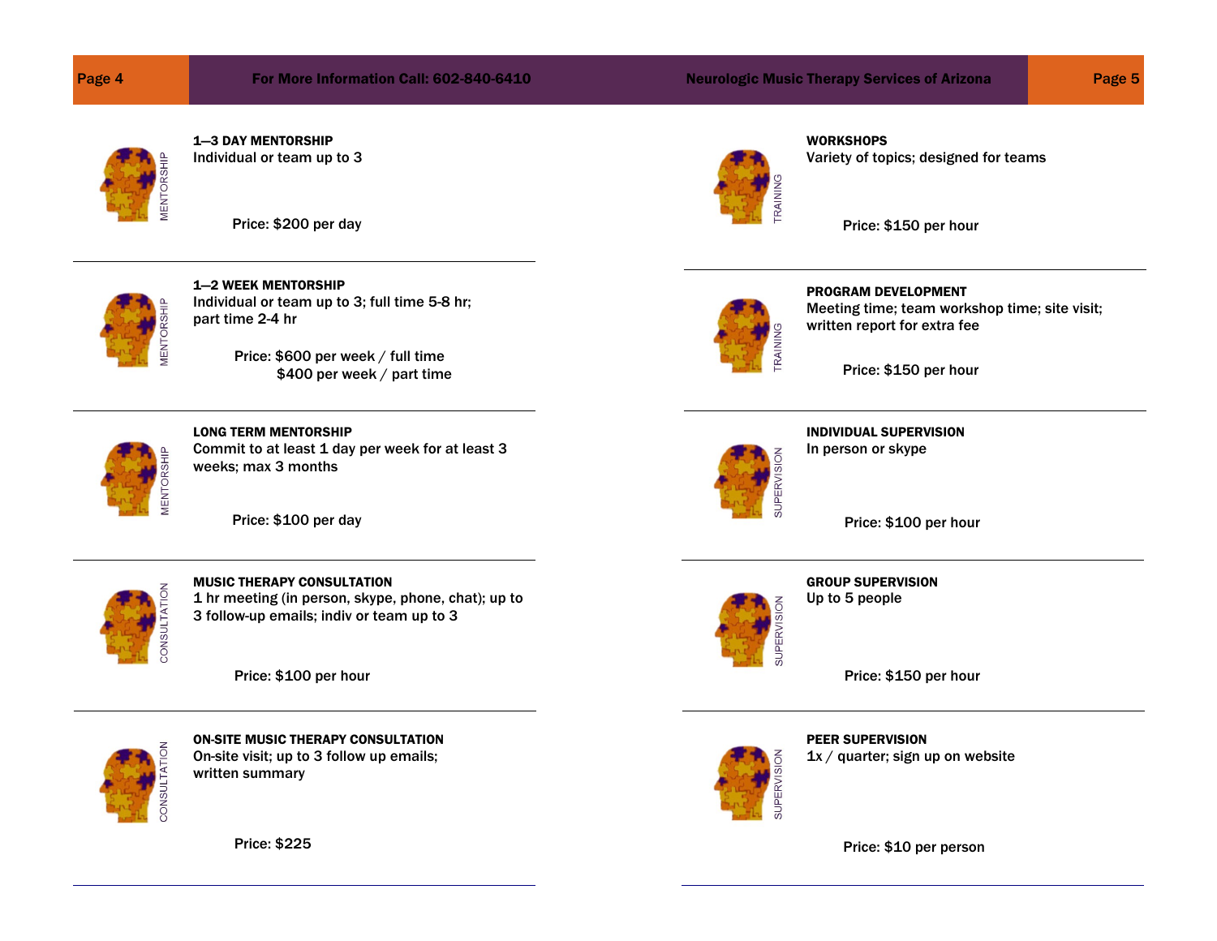**1—3 DAY MENTORSHIP**
Individual or team up to 3

Price: $200 per day

MENTORSHIP

---

**1—2 WEEK MENTORSHIP**
Individual or team up to 3; full time 5-8 hr; part time 2-4 hr

Price: $600 per week / full time
$400 per week / part time

MENTORSHIP

---

**LONG TERM MENTORSHIP**
Commit to at least 1 day per week for at least 3 weeks; max 3 months

Price: $100 per day

MENTORSHIP

---

**MUSIC THERAPY CONSULTATION**
1 hr meeting (in person, skype, phone, chat); up to 3 follow-up emails; indiv or team up to 3

Price: $100 per hour

CONSULTATION

---

**ON-SITE MUSIC THERAPY CONSULTATION**
On-site visit; up to 3 follow up emails; written summary

Price: $225

CONSULTATION

---

**WORKSHOPS**
Variety of topics; designed for teams

Price: $150 per hour

TRAINING

---

**PROGRAM DEVELOPMENT**
Meeting time; team workshop time; site visit; written report for extra fee

Price: $150 per hour

TRAINING

---

**INDIVIDUAL SUPERVISION**
In person or skype

Price: $100 per hour

SUPERVISION

---

**GROUP SUPERVISION**
Up to 5 people

Price: $150 per hour

SUPERVISION

---

**PEER SUPERVISION**
1x / quarter; sign up on website

Price: $10 per person

SUPERVISION